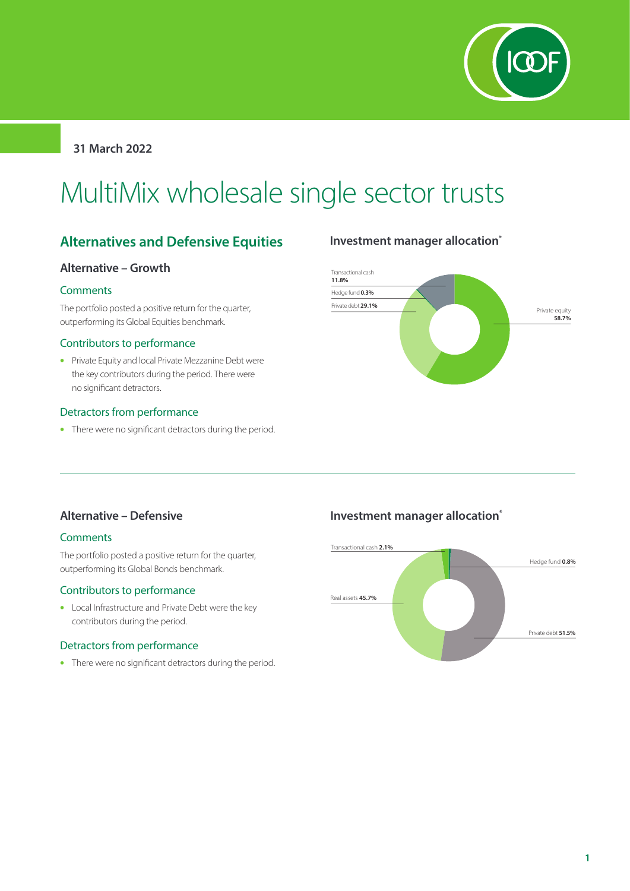31 March 2022

# MultiMix wholesale single sector trusts

## Alternatives and Defensive Equities

### Alternative – Growth

#### Comments

The portfolio posted a positive return for the quarter, outperforming its Global Equities benchmark.

#### Contributors to performance

- Private Equity and local Private Mezzanine Debt were the key contributors during the period. There were no significant detractors.

#### Detractors from performance

- There were no significant detractors during the period.

#### Investment manager allocation*

Transactional cash **11.8%**
Hedge fund **0.3%**
Private debt **29.1%**
Private equity **58.7%**

### Alternative – Defensive

#### Comments

The portfolio posted a positive return for the quarter, outperforming its Global Bonds benchmark.

#### Contributors to performance

- Local Infrastructure and Private Debt were the key contributors during the period.

#### Detractors from performance

- There were no significant detractors during the period.

#### Investment manager allocation*

Transactional cash **2.1%**
Hedge fund **0.8%**
Real assets **45.7%**
Private debt **51.5%**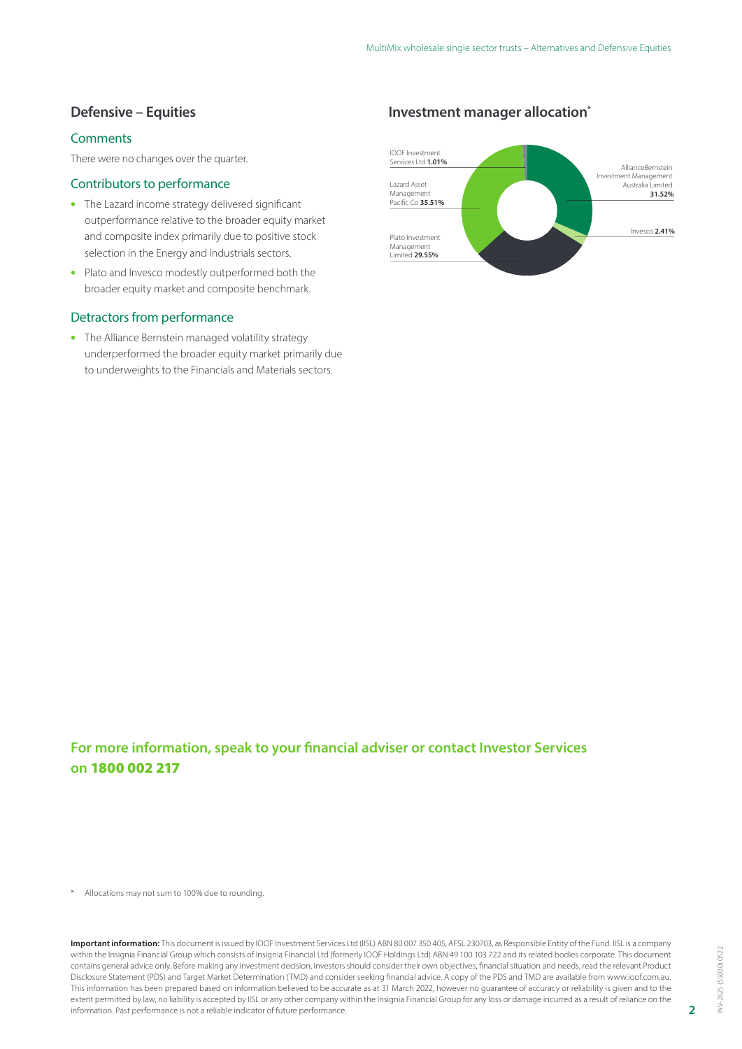## Defensive – Equities

### Comments

There were no changes over the quarter.

### Contributors to performance

- The Lazard income strategy delivered significant outperformance relative to the broader equity market and composite index primarily due to positive stock selection in the Energy and Industrials sectors.
- Plato and Invesco modestly outperformed both the broader equity market and composite benchmark.

### Detractors from performance

- The Alliance Bernstein managed volatility strategy underperformed the broader equity market primarily due to underweights to the Financials and Materials sectors.

## Investment manager allocation*

IOOF Investment Services Ltd **1.01%**

Lazard Asset Management Pacific Co **35.51%**

Plato Investment Management Limited **29.55%**

AllianceBernstein Investment Management Australia Limited **31.52%**

Invesco **2.41%**

**For more information, speak to your financial adviser or contact Investor Services on 1800 002 217**

\* Allocations may not sum to 100% due to rounding.

**Important information:** This document is issued by IOOF Investment Services Ltd (IISL) ABN 80 007 350 405, AFSL 230703, as Responsible Entity of the Fund. IISL is a company within the Insignia Financial Group which consists of Insignia Financial Ltd (formerly IOOF Holdings Ltd) ABN 49 100 103 722 and its related bodies corporate. This document contains general advice only. Before making any investment decision, Investors should consider their own objectives, financial situation and needs, read the relevant Product Disclosure Statement (PDS) and Target Market Determination (TMD) and consider seeking financial advice. A copy of the PDS and TMD are available from www.ioof.com.au. This information has been prepared based on information believed to be accurate as at 31 March 2022, however no guarantee of accuracy or reliability is given and to the extent permitted by law, no liability is accepted by IISL or any other company within the Insignia Financial Group for any loss or damage incurred as a result of reliance on the information. Past performance is not a reliable indicator of future performance.

INV-2625 (50030) 0522